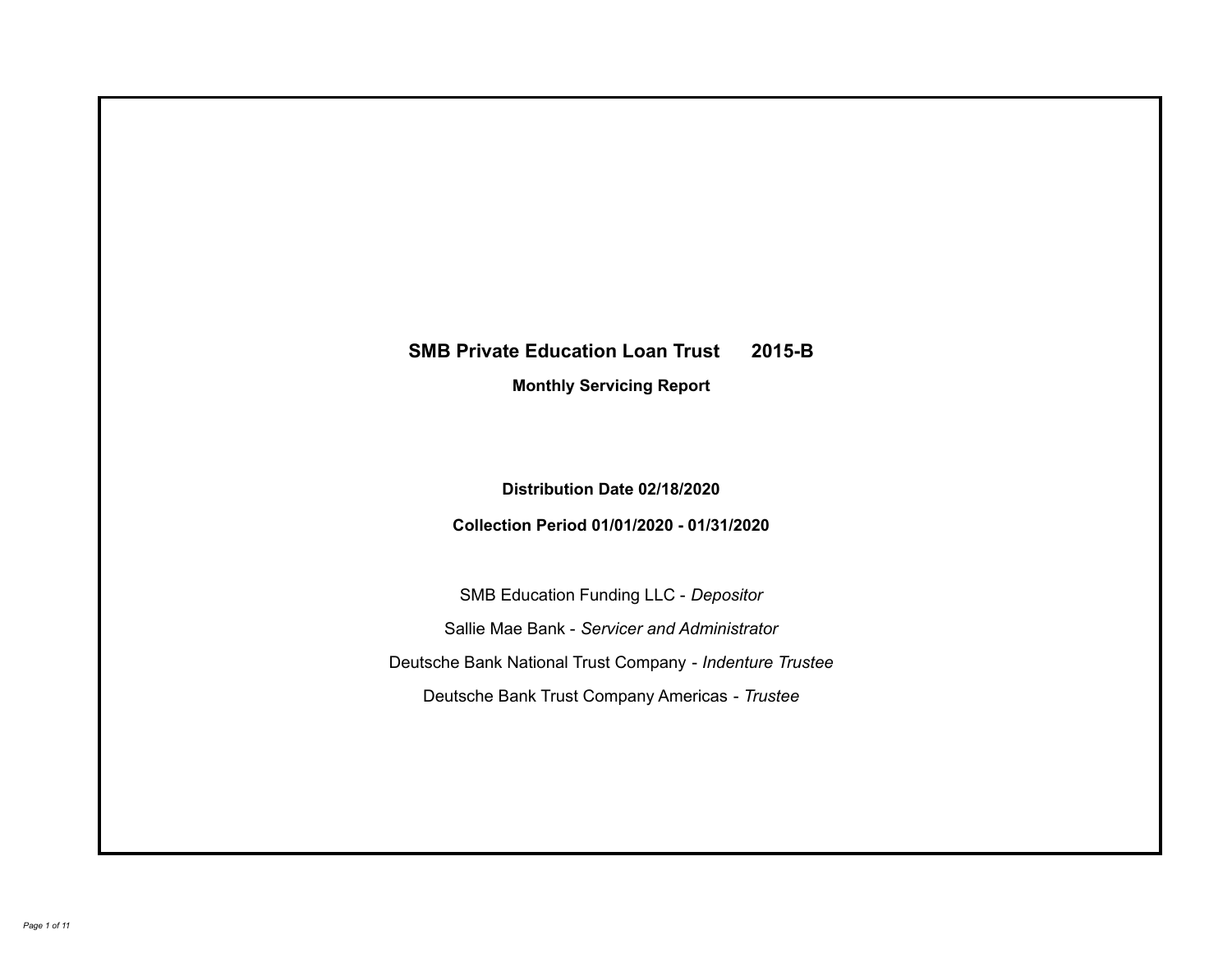# SMB Private Education Loan Trust 2015-B

## Monthly Servicing Report

**Distribution Date 02/18/2020**

**Collection Period 01/01/2020 - 01/31/2020**

SMB Education Funding LLC - *Depositor*

Sallie Mae Bank - *Servicer and Administrator*

Deutsche Bank National Trust Company - *Indenture Trustee*

Deutsche Bank Trust Company Americas - *Trustee*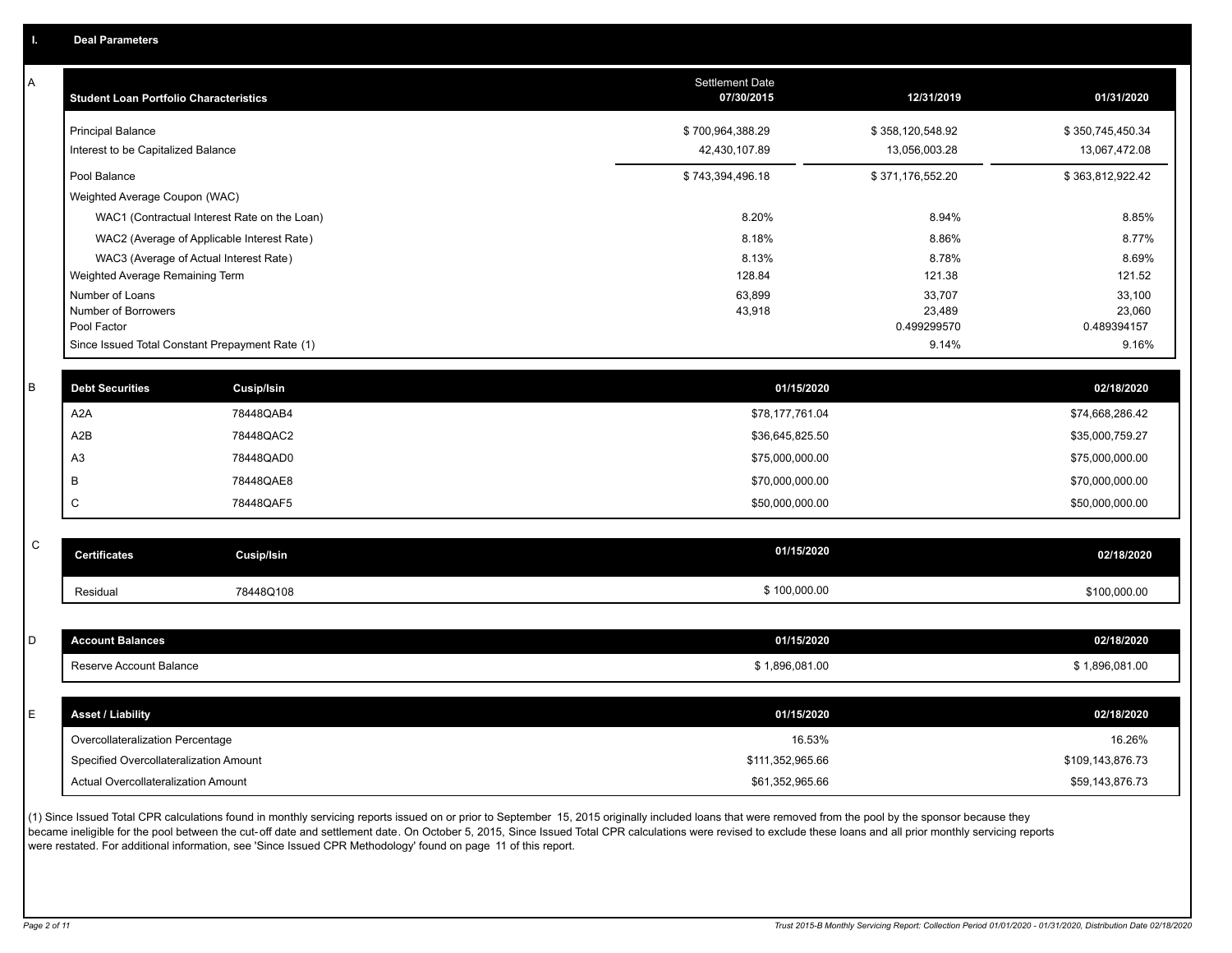## I. Deal Parameters

### A

| Student Loan Portfolio Characteristics | Settlement Date 07/30/2015 | 12/31/2019 | 01/31/2020 |
|---|---|---|---|
| Principal Balance | $ 700,964,388.29 | $ 358,120,548.92 | $ 350,745,450.34 |
| Interest to be Capitalized Balance | 42,430,107.89 | 13,056,003.28 | 13,067,472.08 |
| Pool Balance | $ 743,394,496.18 | $ 371,176,552.20 | $ 363,812,922.42 |
| Weighted Average Coupon (WAC) | | | |
| WAC1 (Contractual Interest Rate on the Loan) | 8.20% | 8.94% | 8.85% |
| WAC2 (Average of Applicable Interest Rate) | 8.18% | 8.86% | 8.77% |
| WAC3 (Average of Actual Interest Rate) | 8.13% | 8.78% | 8.69% |
| Weighted Average Remaining Term | 128.84 | 121.38 | 121.52 |
| Number of Loans | 63,899 | 33,707 | 33,100 |
| Number of Borrowers | 43,918 | 23,489 | 23,060 |
| Pool Factor | | 0.499299570 | 0.489394157 |
| Since Issued Total Constant Prepayment Rate (1) | | 9.14% | 9.16% |

### B

| Debt Securities | Cusip/Isin | 01/15/2020 | 02/18/2020 |
|---|---|---|---|
| A2A | 78448QAB4 | $78,177,761.04 | $74,668,286.42 |
| A2B | 78448QAC2 | $36,645,825.50 | $35,000,759.27 |
| A3 | 78448QAD0 | $75,000,000.00 | $75,000,000.00 |
| B | 78448QAE8 | $70,000,000.00 | $70,000,000.00 |
| C | 78448QAF5 | $50,000,000.00 | $50,000,000.00 |

### C

| Certificates | Cusip/Isin | 01/15/2020 | 02/18/2020 |
|---|---|---|---|
| Residual | 78448Q108 | $ 100,000.00 | $100,000.00 |

### D

| Account Balances | 01/15/2020 | 02/18/2020 |
|---|---|---|
| Reserve Account Balance | $ 1,896,081.00 | $ 1,896,081.00 |

### E

| Asset / Liability | 01/15/2020 | 02/18/2020 |
|---|---|---|
| Overcollateralization Percentage | 16.53% | 16.26% |
| Specified Overcollateralization Amount | $111,352,965.66 | $109,143,876.73 |
| Actual Overcollateralization Amount | $61,352,965.66 | $59,143,876.73 |

(1) Since Issued Total CPR calculations found in monthly servicing reports issued on or prior to September 15, 2015 originally included loans that were removed from the pool by the sponsor because they became ineligible for the pool between the cut-off date and settlement date. On October 5, 2015, Since Issued Total CPR calculations were revised to exclude these loans and all prior monthly servicing reports were restated. For additional information, see 'Since Issued CPR Methodology' found on page 11 of this report.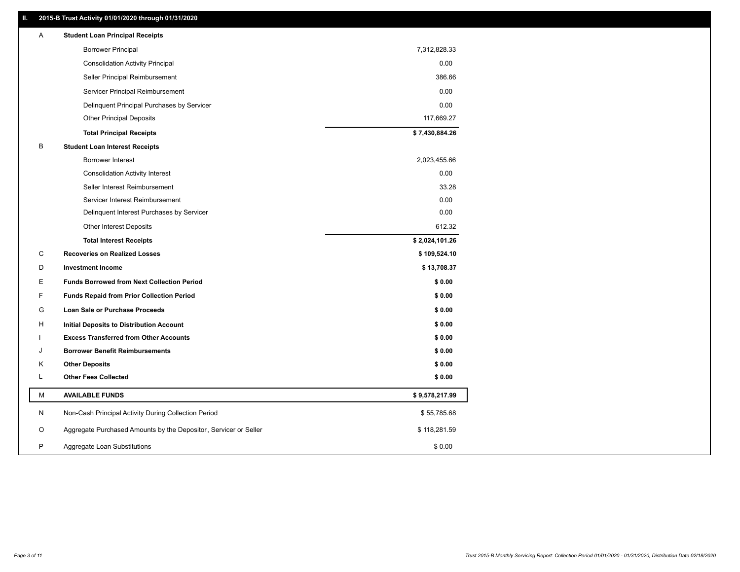## II. 2015-B Trust Activity 01/01/2020 through 01/31/2020

| | | |
|---|---|---|
| A | **Student Loan Principal Receipts** | |
| | Borrower Principal | 7,312,828.33 |
| | Consolidation Activity Principal | 0.00 |
| | Seller Principal Reimbursement | 386.66 |
| | Servicer Principal Reimbursement | 0.00 |
| | Delinquent Principal Purchases by Servicer | 0.00 |
| | Other Principal Deposits | 117,669.27 |
| | **Total Principal Receipts** | **$ 7,430,884.26** |
| B | **Student Loan Interest Receipts** | |
| | Borrower Interest | 2,023,455.66 |
| | Consolidation Activity Interest | 0.00 |
| | Seller Interest Reimbursement | 33.28 |
| | Servicer Interest Reimbursement | 0.00 |
| | Delinquent Interest Purchases by Servicer | 0.00 |
| | Other Interest Deposits | 612.32 |
| | **Total Interest Receipts** | **$ 2,024,101.26** |
| C | **Recoveries on Realized Losses** | **$ 109,524.10** |
| D | **Investment Income** | **$ 13,708.37** |
| E | **Funds Borrowed from Next Collection Period** | **$ 0.00** |
| F | **Funds Repaid from Prior Collection Period** | **$ 0.00** |
| G | **Loan Sale or Purchase Proceeds** | **$ 0.00** |
| H | **Initial Deposits to Distribution Account** | **$ 0.00** |
| I | **Excess Transferred from Other Accounts** | **$ 0.00** |
| J | **Borrower Benefit Reimbursements** | **$ 0.00** |
| K | **Other Deposits** | **$ 0.00** |
| L | **Other Fees Collected** | **$ 0.00** |
| M | **AVAILABLE FUNDS** | **$ 9,578,217.99** |
| N | Non-Cash Principal Activity During Collection Period | $ 55,785.68 |
| O | Aggregate Purchased Amounts by the Depositor, Servicer or Seller | $ 118,281.59 |
| P | Aggregate Loan Substitutions | $ 0.00 |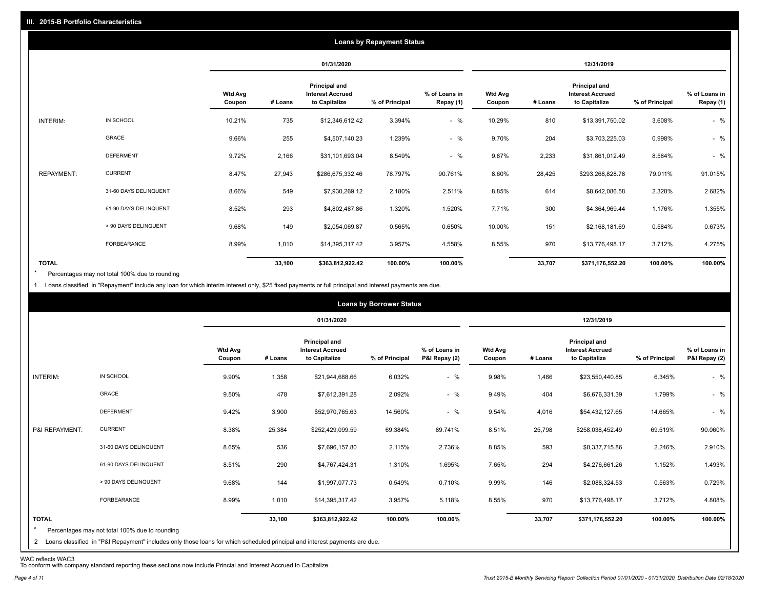## III. 2015-B Portfolio Characteristics

### Loans by Repayment Status

| | | 01/31/2020 | | | | | 12/31/2019 | | | | |
|---|---|---|---|---|---|---|---|---|---|---|---|
| | | Wtd Avg Coupon | # Loans | Principal and Interest Accrued to Capitalize | % of Principal | % of Loans in Repay (1) | Wtd Avg Coupon | # Loans | Principal and Interest Accrued to Capitalize | % of Principal | % of Loans in Repay (1) |
| INTERIM: | IN SCHOOL | 10.21% | 735 | $12,346,612.42 | 3.394% | - % | 10.29% | 810 | $13,391,750.02 | 3.608% | - % |
| | GRACE | 9.66% | 255 | $4,507,140.23 | 1.239% | - % | 9.70% | 204 | $3,703,225.03 | 0.998% | - % |
| | DEFERMENT | 9.72% | 2,166 | $31,101,693.04 | 8.549% | - % | 9.87% | 2,233 | $31,861,012.49 | 8.584% | - % |
| REPAYMENT: | CURRENT | 8.47% | 27,943 | $286,675,332.46 | 78.797% | 90.761% | 8.60% | 28,425 | $293,268,828.78 | 79.011% | 91.015% |
| | 31-60 DAYS DELINQUENT | 8.66% | 549 | $7,930,269.12 | 2.180% | 2.511% | 8.85% | 614 | $8,642,086.58 | 2.328% | 2.682% |
| | 61-90 DAYS DELINQUENT | 8.52% | 293 | $4,802,487.86 | 1.320% | 1.520% | 7.71% | 300 | $4,364,969.44 | 1.176% | 1.355% |
| | > 90 DAYS DELINQUENT | 9.68% | 149 | $2,054,069.87 | 0.565% | 0.650% | 10.00% | 151 | $2,168,181.69 | 0.584% | 0.673% |
| | FORBEARANCE | 8.99% | 1,010 | $14,395,317.42 | 3.957% | 4.558% | 8.55% | 970 | $13,776,498.17 | 3.712% | 4.275% |
| TOTAL | | | 33,100 | $363,812,922.42 | 100.00% | 100.00% | | 33,707 | $371,176,552.20 | 100.00% | 100.00% |

* Percentages may not total 100% due to rounding

1 Loans classified in "Repayment" include any loan for which interim interest only, $25 fixed payments or full principal and interest payments are due.

### Loans by Borrower Status

| | | 01/31/2020 | | | | | 12/31/2019 | | | | |
|---|---|---|---|---|---|---|---|---|---|---|---|
| | | Wtd Avg Coupon | # Loans | Principal and Interest Accrued to Capitalize | % of Principal | % of Loans in P&I Repay (2) | Wtd Avg Coupon | # Loans | Principal and Interest Accrued to Capitalize | % of Principal | % of Loans in P&I Repay (2) |
| INTERIM: | IN SCHOOL | 9.90% | 1,358 | $21,944,688.66 | 6.032% | - % | 9.98% | 1,486 | $23,550,440.85 | 6.345% | - % |
| | GRACE | 9.50% | 478 | $7,612,391.28 | 2.092% | - % | 9.49% | 404 | $6,676,331.39 | 1.799% | - % |
| | DEFERMENT | 9.42% | 3,900 | $52,970,765.63 | 14.560% | - % | 9.54% | 4,016 | $54,432,127.65 | 14.665% | - % |
| P&I REPAYMENT: | CURRENT | 8.38% | 25,384 | $252,429,099.59 | 69.384% | 89.741% | 8.51% | 25,798 | $258,038,452.49 | 69.519% | 90.060% |
| | 31-60 DAYS DELINQUENT | 8.65% | 536 | $7,696,157.80 | 2.115% | 2.736% | 8.85% | 593 | $8,337,715.86 | 2.246% | 2.910% |
| | 61-90 DAYS DELINQUENT | 8.51% | 290 | $4,767,424.31 | 1.310% | 1.695% | 7.65% | 294 | $4,276,661.26 | 1.152% | 1.493% |
| | > 90 DAYS DELINQUENT | 9.68% | 144 | $1,997,077.73 | 0.549% | 0.710% | 9.99% | 146 | $2,088,324.53 | 0.563% | 0.729% |
| | FORBEARANCE | 8.99% | 1,010 | $14,395,317.42 | 3.957% | 5.118% | 8.55% | 970 | $13,776,498.17 | 3.712% | 4.808% |
| TOTAL | | | 33,100 | $363,812,922.42 | 100.00% | 100.00% | | 33,707 | $371,176,552.20 | 100.00% | 100.00% |

* Percentages may not total 100% due to rounding

2 Loans classified in "P&I Repayment" includes only those loans for which scheduled principal and interest payments are due.

WAC reflects WAC3

To conform with company standard reporting these sections now include Princial and Interest Accrued to Capitalize .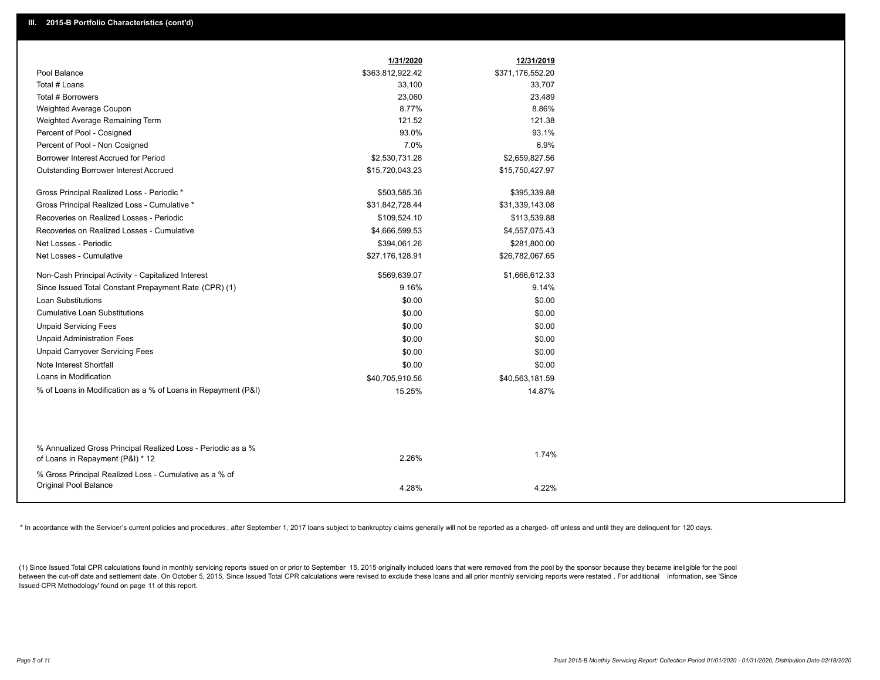## III. 2015-B Portfolio Characteristics (cont'd)

| | 1/31/2020 | 12/31/2019 |
|---|---|---|
| Pool Balance | $363,812,922.42 | $371,176,552.20 |
| Total # Loans | 33,100 | 33,707 |
| Total # Borrowers | 23,060 | 23,489 |
| Weighted Average Coupon | 8.77% | 8.86% |
| Weighted Average Remaining Term | 121.52 | 121.38 |
| Percent of Pool - Cosigned | 93.0% | 93.1% |
| Percent of Pool - Non Cosigned | 7.0% | 6.9% |
| Borrower Interest Accrued for Period | $2,530,731.28 | $2,659,827.56 |
| Outstanding Borrower Interest Accrued | $15,720,043.23 | $15,750,427.97 |
| Gross Principal Realized Loss - Periodic * | $503,585.36 | $395,339.88 |
| Gross Principal Realized Loss - Cumulative * | $31,842,728.44 | $31,339,143.08 |
| Recoveries on Realized Losses - Periodic | $109,524.10 | $113,539.88 |
| Recoveries on Realized Losses - Cumulative | $4,666,599.53 | $4,557,075.43 |
| Net Losses - Periodic | $394,061.26 | $281,800.00 |
| Net Losses - Cumulative | $27,176,128.91 | $26,782,067.65 |
| Non-Cash Principal Activity - Capitalized Interest | $569,639.07 | $1,666,612.33 |
| Since Issued Total Constant Prepayment Rate (CPR) (1) | 9.16% | 9.14% |
| Loan Substitutions | $0.00 | $0.00 |
| Cumulative Loan Substitutions | $0.00 | $0.00 |
| Unpaid Servicing Fees | $0.00 | $0.00 |
| Unpaid Administration Fees | $0.00 | $0.00 |
| Unpaid Carryover Servicing Fees | $0.00 | $0.00 |
| Note Interest Shortfall | $0.00 | $0.00 |
| Loans in Modification | $40,705,910.56 | $40,563,181.59 |
| % of Loans in Modification as a % of Loans in Repayment (P&I) | 15.25% | 14.87% |
| % Annualized Gross Principal Realized Loss - Periodic as a % of Loans in Repayment (P&I) * 12 | 2.26% | 1.74% |
| % Gross Principal Realized Loss - Cumulative as a % of Original Pool Balance | 4.28% | 4.22% |

* In accordance with the Servicer's current policies and procedures, after September 1, 2017 loans subject to bankruptcy claims generally will not be reported as a charged- off unless and until they are delinquent for 120 days.

(1) Since Issued Total CPR calculations found in monthly servicing reports issued on or prior to September 15, 2015 originally included loans that were removed from the pool by the sponsor because they became ineligible for the pool between the cut-off date and settlement date. On October 5, 2015, Since Issued Total CPR calculations were revised to exclude these loans and all prior monthly servicing reports were restated . For additional information, see 'Since Issued CPR Methodology' found on page 11 of this report.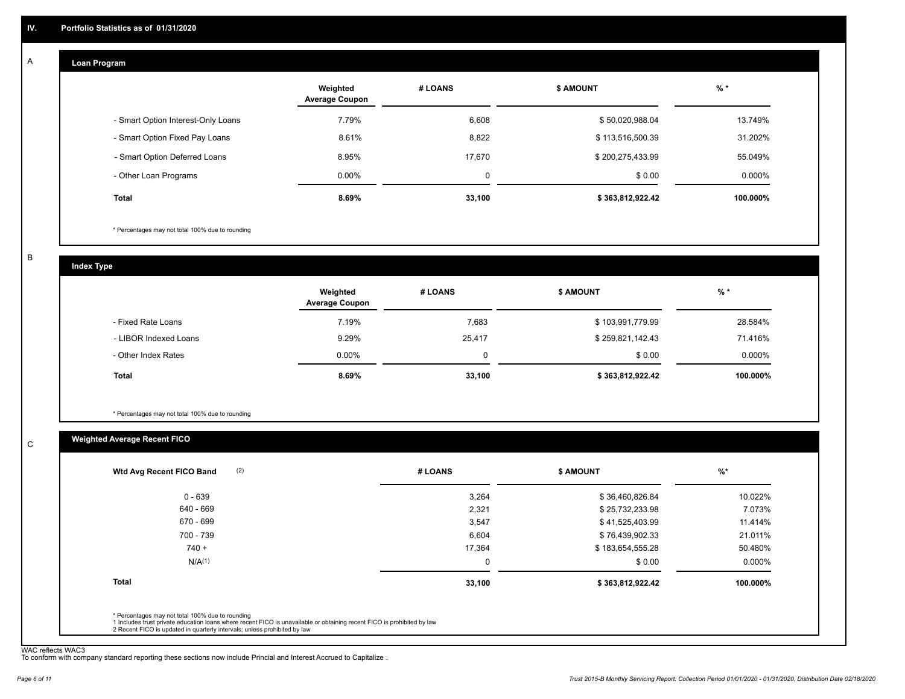## IV. Portfolio Statistics as of 01/31/2020

### A Loan Program

| | Weighted Average Coupon | # LOANS | $ AMOUNT | % * |
|---|---|---|---|---|
| - Smart Option Interest-Only Loans | 7.79% | 6,608 | $ 50,020,988.04 | 13.749% |
| - Smart Option Fixed Pay Loans | 8.61% | 8,822 | $ 113,516,500.39 | 31.202% |
| - Smart Option Deferred Loans | 8.95% | 17,670 | $ 200,275,433.99 | 55.049% |
| - Other Loan Programs | 0.00% | 0 | $ 0.00 | 0.000% |
| **Total** | **8.69%** | **33,100** | **$ 363,812,922.42** | **100.000%** |

\* Percentages may not total 100% due to rounding

### B Index Type

| | Weighted Average Coupon | # LOANS | $ AMOUNT | % * |
|---|---|---|---|---|
| - Fixed Rate Loans | 7.19% | 7,683 | $ 103,991,779.99 | 28.584% |
| - LIBOR Indexed Loans | 9.29% | 25,417 | $ 259,821,142.43 | 71.416% |
| - Other Index Rates | 0.00% | 0 | $ 0.00 | 0.000% |
| **Total** | **8.69%** | **33,100** | **$ 363,812,922.42** | **100.000%** |

\* Percentages may not total 100% due to rounding

### C Weighted Average Recent FICO

| Wtd Avg Recent FICO Band (2) | # LOANS | $ AMOUNT | %* |
|---|---|---|---|
| 0 - 639 | 3,264 | $ 36,460,826.84 | 10.022% |
| 640 - 669 | 2,321 | $ 25,732,233.98 | 7.073% |
| 670 - 699 | 3,547 | $ 41,525,403.99 | 11.414% |
| 700 - 739 | 6,604 | $ 76,439,902.33 | 21.011% |
| 740 + | 17,364 | $ 183,654,555.28 | 50.480% |
| N/A(1) | 0 | $ 0.00 | 0.000% |
| **Total** | **33,100** | **$ 363,812,922.42** | **100.000%** |

\* Percentages may not total 100% due to rounding
1 Includes trust private education loans where recent FICO is unavailable or obtaining recent FICO is prohibited by law
2 Recent FICO is updated in quarterly intervals; unless prohibited by law

WAC reflects WAC3
To conform with company standard reporting these sections now include Princial and Interest Accrued to Capitalize .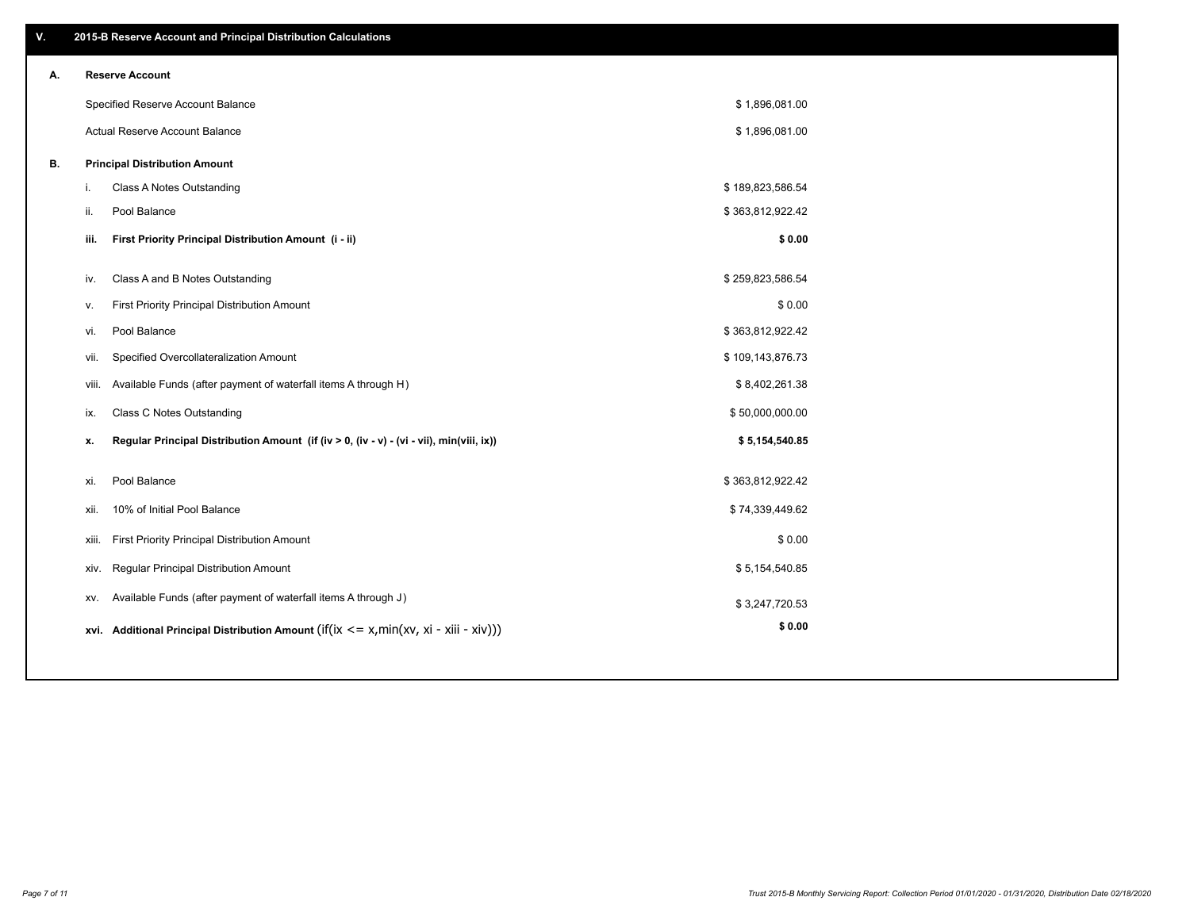## V. 2015-B Reserve Account and Principal Distribution Calculations

### A. Reserve Account

| | |
|---|---|
| Specified Reserve Account Balance | $ 1,896,081.00 |
| Actual Reserve Account Balance | $ 1,896,081.00 |

### B. Principal Distribution Amount

| | | |
|---|---|---|
| i. | Class A Notes Outstanding | $ 189,823,586.54 |
| ii. | Pool Balance | $ 363,812,922.42 |
| **iii.** | **First Priority Principal Distribution Amount (i - ii)** | **$ 0.00** |
| iv. | Class A and B Notes Outstanding | $ 259,823,586.54 |
| v. | First Priority Principal Distribution Amount | $ 0.00 |
| vi. | Pool Balance | $ 363,812,922.42 |
| vii. | Specified Overcollateralization Amount | $ 109,143,876.73 |
| viii. | Available Funds (after payment of waterfall items A through H) | $ 8,402,261.38 |
| ix. | Class C Notes Outstanding | $ 50,000,000.00 |
| **x.** | **Regular Principal Distribution Amount (if (iv > 0, (iv - v) - (vi - vii), min(viii, ix))** | **$ 5,154,540.85** |
| xi. | Pool Balance | $ 363,812,922.42 |
| xii. | 10% of Initial Pool Balance | $ 74,339,449.62 |
| xiii. | First Priority Principal Distribution Amount | $ 0.00 |
| xiv. | Regular Principal Distribution Amount | $ 5,154,540.85 |
| xv. | Available Funds (after payment of waterfall items A through J) | $ 3,247,720.53 |
| **xvi.** | **Additional Principal Distribution Amount** (if(ix <= x,min(xv, xi - xiii - xiv))) | **$ 0.00** |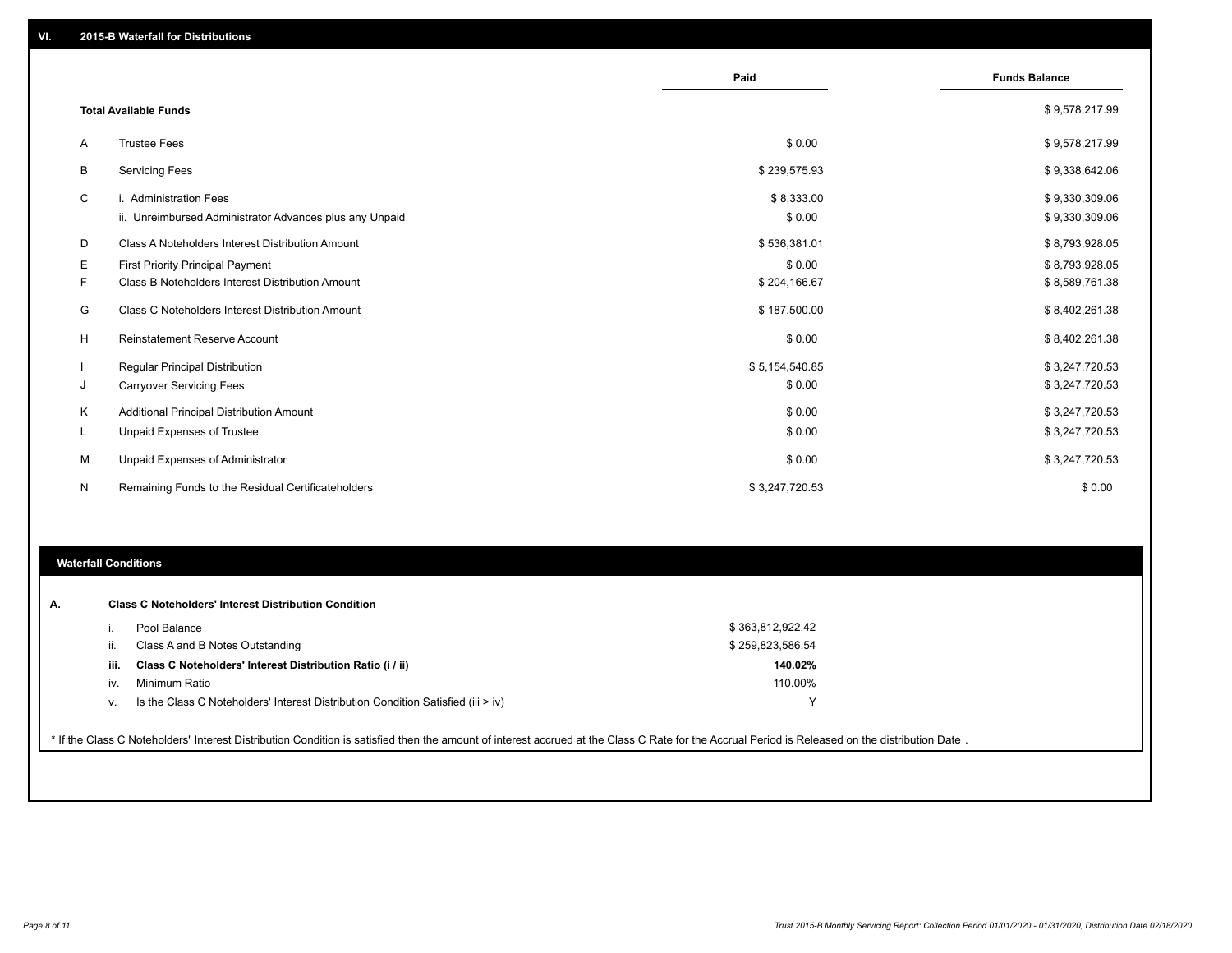## VI. 2015-B Waterfall for Distributions

| | | Paid | Funds Balance |
|---|---|---|---|
| | **Total Available Funds** | | $ 9,578,217.99 |
| A | Trustee Fees | $ 0.00 | $ 9,578,217.99 |
| B | Servicing Fees | $ 239,575.93 | $ 9,338,642.06 |
| C | i. Administration Fees | $ 8,333.00 | $ 9,330,309.06 |
| | ii. Unreimbursed Administrator Advances plus any Unpaid | $ 0.00 | $ 9,330,309.06 |
| D | Class A Noteholders Interest Distribution Amount | $ 536,381.01 | $ 8,793,928.05 |
| E | First Priority Principal Payment | $ 0.00 | $ 8,793,928.05 |
| F | Class B Noteholders Interest Distribution Amount | $ 204,166.67 | $ 8,589,761.38 |
| G | Class C Noteholders Interest Distribution Amount | $ 187,500.00 | $ 8,402,261.38 |
| H | Reinstatement Reserve Account | $ 0.00 | $ 8,402,261.38 |
| I | Regular Principal Distribution | $ 5,154,540.85 | $ 3,247,720.53 |
| J | Carryover Servicing Fees | $ 0.00 | $ 3,247,720.53 |
| K | Additional Principal Distribution Amount | $ 0.00 | $ 3,247,720.53 |
| L | Unpaid Expenses of Trustee | $ 0.00 | $ 3,247,720.53 |
| M | Unpaid Expenses of Administrator | $ 0.00 | $ 3,247,720.53 |
| N | Remaining Funds to the Residual Certificateholders | $ 3,247,720.53 | $ 0.00 |

## Waterfall Conditions

**A. Class C Noteholders' Interest Distribution Condition**

| | | |
|---|---|---|
| i. | Pool Balance | $ 363,812,922.42 |
| ii. | Class A and B Notes Outstanding | $ 259,823,586.54 |
| **iii.** | **Class C Noteholders' Interest Distribution Ratio (i / ii)** | **140.02%** |
| iv. | Minimum Ratio | 110.00% |
| v. | Is the Class C Noteholders' Interest Distribution Condition Satisfied (iii > iv) | Y |

* If the Class C Noteholders' Interest Distribution Condition is satisfied then the amount of interest accrued at the Class C Rate for the Accrual Period is Released on the distribution Date .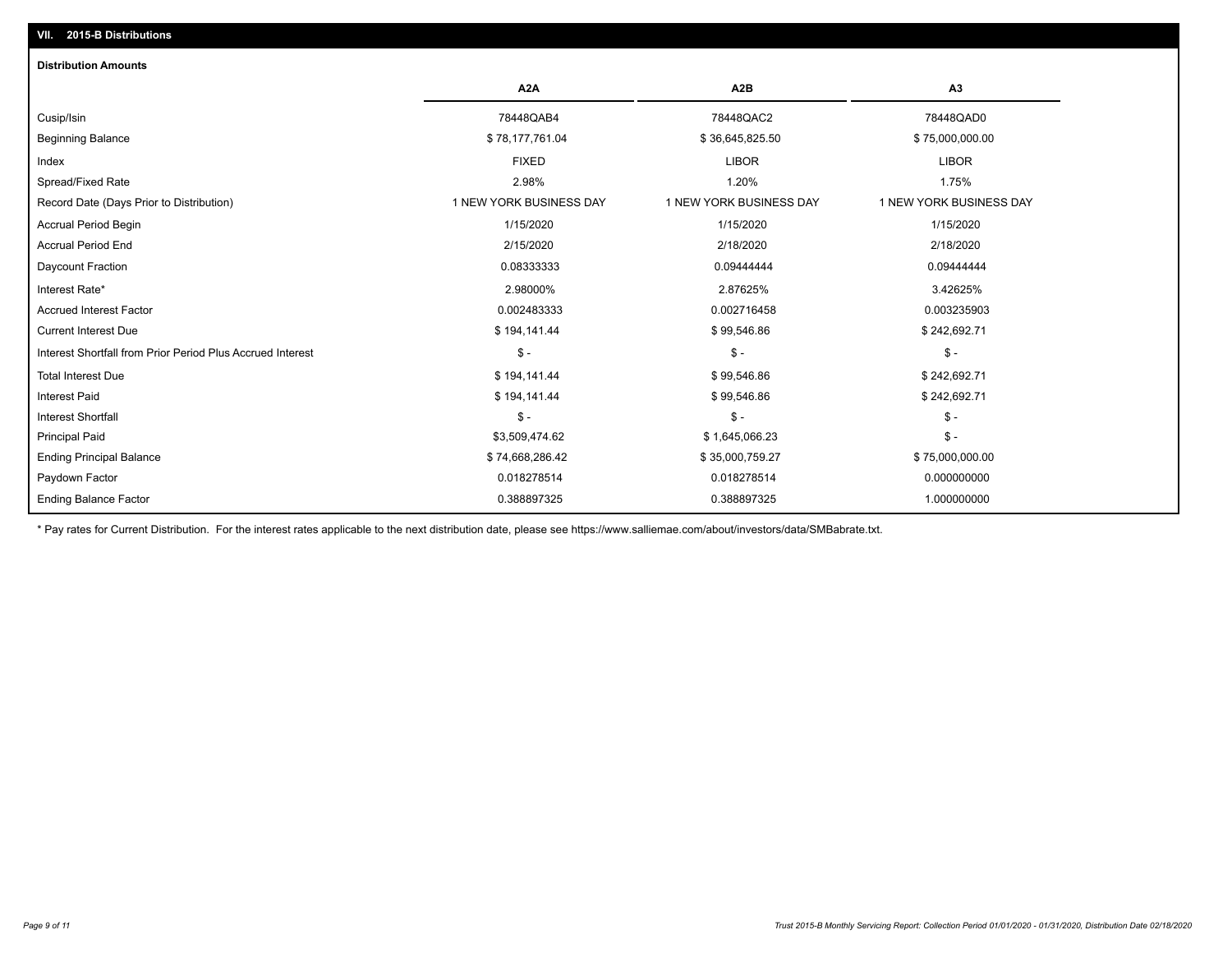## VII. 2015-B Distributions

### Distribution Amounts

| | A2A | A2B | A3 |
|---|---|---|---|
| Cusip/Isin | 78448QAB4 | 78448QAC2 | 78448QAD0 |
| Beginning Balance | $ 78,177,761.04 | $ 36,645,825.50 | $ 75,000,000.00 |
| Index | FIXED | LIBOR | LIBOR |
| Spread/Fixed Rate | 2.98% | 1.20% | 1.75% |
| Record Date (Days Prior to Distribution) | 1 NEW YORK BUSINESS DAY | 1 NEW YORK BUSINESS DAY | 1 NEW YORK BUSINESS DAY |
| Accrual Period Begin | 1/15/2020 | 1/15/2020 | 1/15/2020 |
| Accrual Period End | 2/15/2020 | 2/18/2020 | 2/18/2020 |
| Daycount Fraction | 0.08333333 | 0.09444444 | 0.09444444 |
| Interest Rate* | 2.98000% | 2.87625% | 3.42625% |
| Accrued Interest Factor | 0.002483333 | 0.002716458 | 0.003235903 |
| Current Interest Due | $ 194,141.44 | $ 99,546.86 | $ 242,692.71 |
| Interest Shortfall from Prior Period Plus Accrued Interest | $ - | $ - | $ - |
| Total Interest Due | $ 194,141.44 | $ 99,546.86 | $ 242,692.71 |
| Interest Paid | $ 194,141.44 | $ 99,546.86 | $ 242,692.71 |
| Interest Shortfall | $ - | $ - | $ - |
| Principal Paid | $3,509,474.62 | $ 1,645,066.23 | $ - |
| Ending Principal Balance | $ 74,668,286.42 | $ 35,000,759.27 | $ 75,000,000.00 |
| Paydown Factor | 0.018278514 | 0.018278514 | 0.000000000 |
| Ending Balance Factor | 0.388897325 | 0.388897325 | 1.000000000 |

* Pay rates for Current Distribution. For the interest rates applicable to the next distribution date, please see https://www.salliemae.com/about/investors/data/SMBabrate.txt.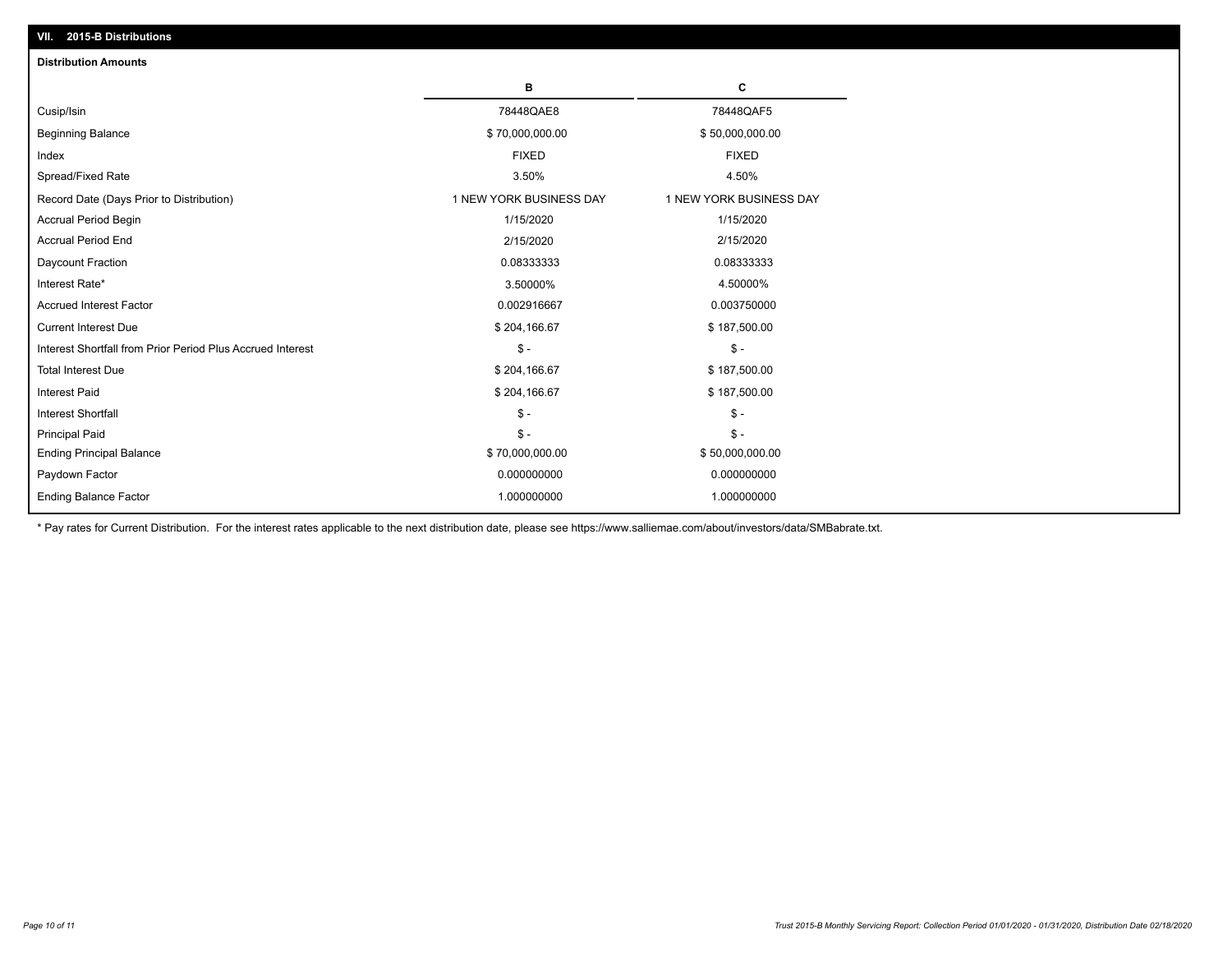## VII. 2015-B Distributions

**Distribution Amounts**

| | B | C |
|---|---|---|
| Cusip/Isin | 78448QAE8 | 78448QAF5 |
| Beginning Balance | $ 70,000,000.00 | $ 50,000,000.00 |
| Index | FIXED | FIXED |
| Spread/Fixed Rate | 3.50% | 4.50% |
| Record Date (Days Prior to Distribution) | 1 NEW YORK BUSINESS DAY | 1 NEW YORK BUSINESS DAY |
| Accrual Period Begin | 1/15/2020 | 1/15/2020 |
| Accrual Period End | 2/15/2020 | 2/15/2020 |
| Daycount Fraction | 0.08333333 | 0.08333333 |
| Interest Rate* | 3.50000% | 4.50000% |
| Accrued Interest Factor | 0.002916667 | 0.003750000 |
| Current Interest Due | $ 204,166.67 | $ 187,500.00 |
| Interest Shortfall from Prior Period Plus Accrued Interest | $ - | $ - |
| Total Interest Due | $ 204,166.67 | $ 187,500.00 |
| Interest Paid | $ 204,166.67 | $ 187,500.00 |
| Interest Shortfall | $ - | $ - |
| Principal Paid | $ - | $ - |
| Ending Principal Balance | $ 70,000,000.00 | $ 50,000,000.00 |
| Paydown Factor | 0.000000000 | 0.000000000 |
| Ending Balance Factor | 1.000000000 | 1.000000000 |

* Pay rates for Current Distribution. For the interest rates applicable to the next distribution date, please see https://www.salliemae.com/about/investors/data/SMBabrate.txt.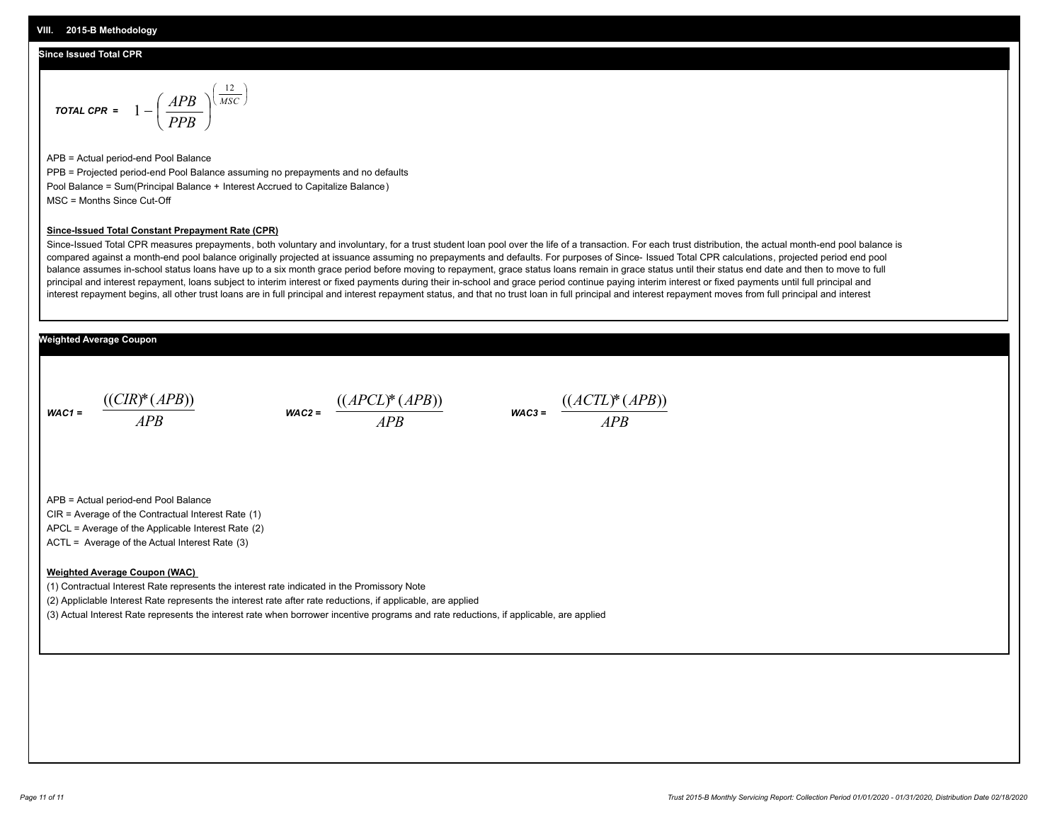## VIII. 2015-B Methodology

### Since Issued Total CPR

$$\textbf{TOTAL CPR} = 1 - \left(\frac{APB}{PPB}\right)^{\left(\frac{12}{MSC}\right)}$$

APB = Actual period-end Pool Balance

PPB = Projected period-end Pool Balance assuming no prepayments and no defaults

Pool Balance = Sum(Principal Balance + Interest Accrued to Capitalize Balance)

MSC = Months Since Cut-Off

**Since-Issued Total Constant Prepayment Rate (CPR)**

Since-Issued Total CPR measures prepayments, both voluntary and involuntary, for a trust student loan pool over the life of a transaction. For each trust distribution, the actual month-end pool balance is compared against a month-end pool balance originally projected at issuance assuming no prepayments and defaults. For purposes of Since- Issued Total CPR calculations, projected period end pool balance assumes in-school status loans have up to a six month grace period before moving to repayment, grace status loans remain in grace status until their status end date and then to move to full principal and interest repayment, loans subject to interim interest or fixed payments during their in-school and grace period continue paying interim interest or fixed payments until full principal and interest repayment begins, all other trust loans are in full principal and interest repayment status, and that no trust loan in full principal and interest repayment moves from full principal and interest

### Weighted Average Coupon

$$\textbf{WAC1} = \frac{((CIR)*(APB))}{APB} \qquad \textbf{WAC2} = \frac{((APCL)*(APB))}{APB} \qquad \textbf{WAC3} = \frac{((ACTL)*(APB))}{APB}$$

APB = Actual period-end Pool Balance

CIR = Average of the Contractual Interest Rate (1)

APCL = Average of the Applicable Interest Rate (2)

ACTL = Average of the Actual Interest Rate (3)

**Weighted Average Coupon (WAC)**

(1) Contractual Interest Rate represents the interest rate indicated in the Promissory Note

(2) Appliclable Interest Rate represents the interest rate after rate reductions, if applicable, are applied

(3) Actual Interest Rate represents the interest rate when borrower incentive programs and rate reductions, if applicable, are applied